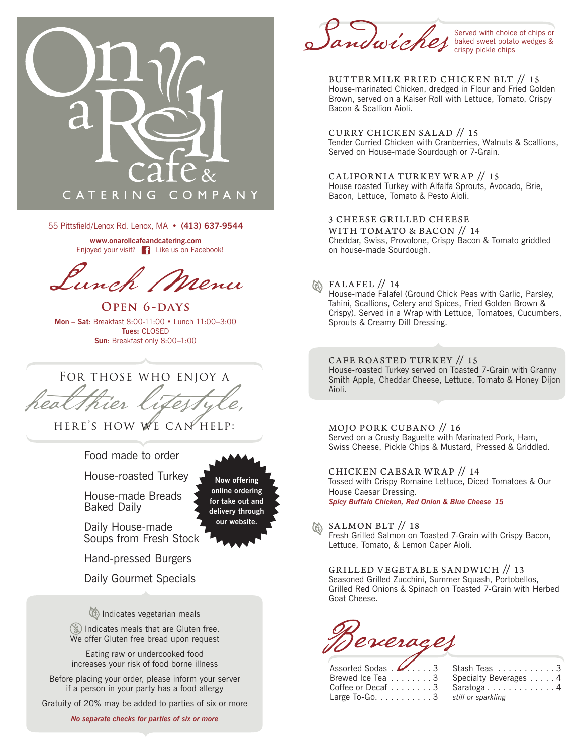# On a Roll cafe & Catering Company

55 Pittsfield/Lenox Rd. Lenox, MA • **(413) 637-9544**

**www.onarollcafeandcatering.com**
Enjoyed your visit? Like us on Facebook!

## Lunch Menu

**Open 6-Days**

**Mon – Sat**: Breakfast 8:00-11:00 • Lunch 11:00–3:00
**Tues:** CLOSED
**Sun**: Breakfast only 8:00–1:00

### For those who enjoy a *healthier lifestyle*, here's how we can help:

- Food made to order
- House-roasted Turkey
- House-made Breads Baked Daily
- Daily House-made Soups from Fresh Stock
- Hand-pressed Burgers
- Daily Gourmet Specials

**Now offering online ordering for take out and delivery through our website.**

Indicates vegetarian meals

Indicates meals that are Gluten free. We offer Gluten free bread upon request

Eating raw or undercooked food increases your risk of food borne illness

Before placing your order, please inform your server if a person in your party has a food allergy

Gratuity of 20% may be added to parties of six or more

***No separate checks for parties of six or more***

## Sandwiches

Served with choice of chips or baked sweet potato wedges & crispy pickle chips

**BUTTERMILK FRIED CHICKEN BLT // 15**
House-marinated Chicken, dredged in Flour and Fried Golden Brown, served on a Kaiser Roll with Lettuce, Tomato, Crispy Bacon & Scallion Aioli.

**CURRY CHICKEN SALAD // 15**
Tender Curried Chicken with Cranberries, Walnuts & Scallions, Served on House-made Sourdough or 7-Grain.

**CALIFORNIA TURKEY WRAP // 15**
House roasted Turkey with Alfalfa Sprouts, Avocado, Brie, Bacon, Lettuce, Tomato & Pesto Aioli.

**3 CHEESE GRILLED CHEESE WITH TOMATO & BACON // 14**
Cheddar, Swiss, Provolone, Crispy Bacon & Tomato griddled on house-made Sourdough.

**FALAFEL // 14** (vegetarian)
House-made Falafel (Ground Chick Peas with Garlic, Parsley, Tahini, Scallions, Celery and Spices, Fried Golden Brown & Crispy). Served in a Wrap with Lettuce, Tomatoes, Cucumbers, Sprouts & Creamy Dill Dressing.

**CAFE ROASTED TURKEY // 15**
House-roasted Turkey served on Toasted 7-Grain with Granny Smith Apple, Cheddar Cheese, Lettuce, Tomato & Honey Dijon Aioli.

**MOJO PORK CUBANO // 16**
Served on a Crusty Baguette with Marinated Pork, Ham, Swiss Cheese, Pickle Chips & Mustard, Pressed & Griddled.

**CHICKEN CAESAR WRAP // 14**
Tossed with Crispy Romaine Lettuce, Diced Tomatoes & Our House Caesar Dressing.
***Spicy Buffalo Chicken, Red Onion & Blue Cheese 15***

**SALMON BLT // 18** (vegetarian)
Fresh Grilled Salmon on Toasted 7-Grain with Crispy Bacon, Lettuce, Tomato, & Lemon Caper Aioli.

**GRILLED VEGETABLE SANDWICH // 13**
Seasoned Grilled Zucchini, Summer Squash, Portobellos, Grilled Red Onions & Spinach on Toasted 7-Grain with Herbed Goat Cheese.

## Beverages

| Item | Price |
|---|---|
| Assorted Sodas | 3 |
| Brewed Ice Tea | 3 |
| Coffee or Decaf | 3 |
| Large To-Go | 3 |
| Stash Teas | 3 |
| Specialty Beverages | 4 |
| Saratoga *still or sparkling* | 4 |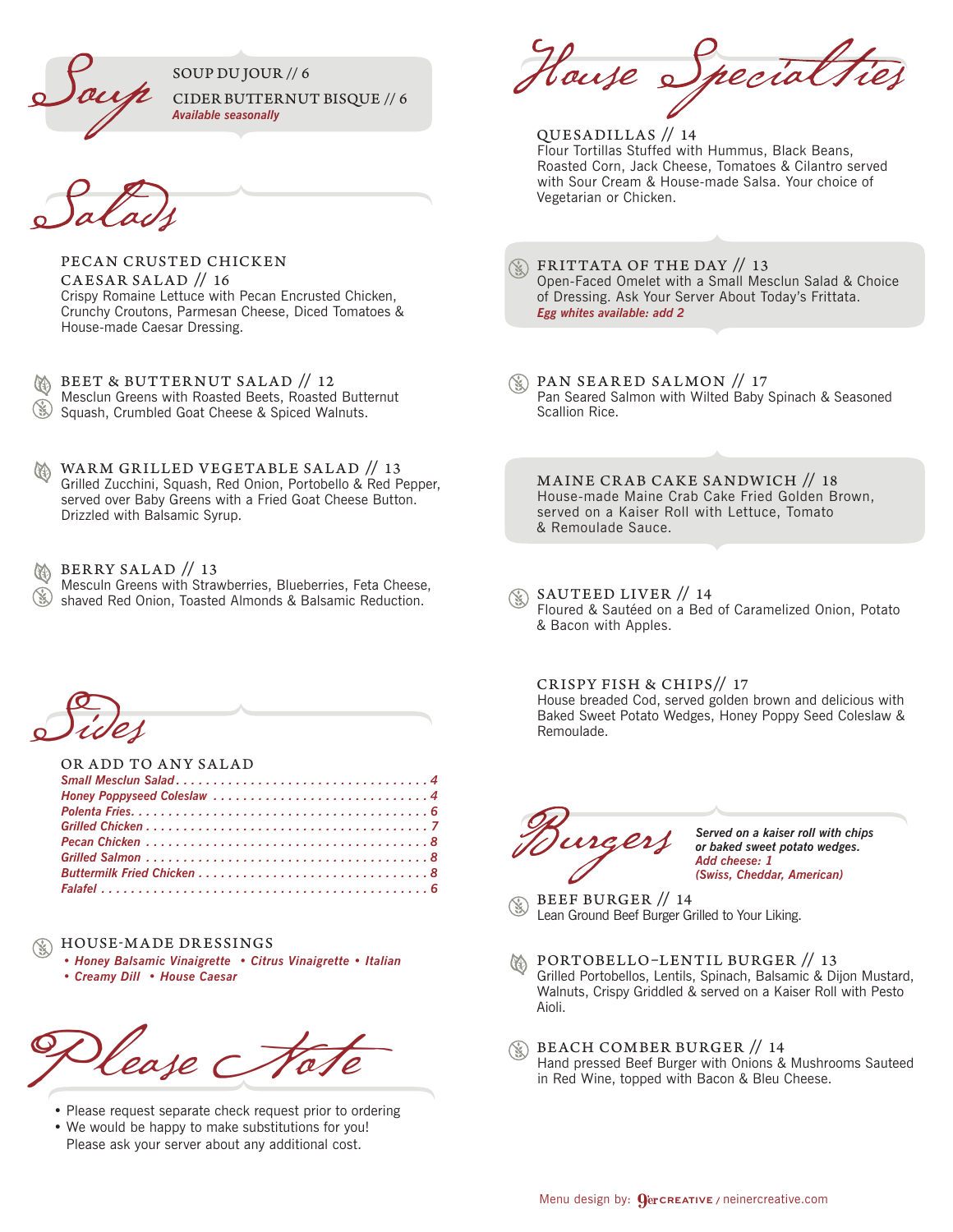# Soup

SOUP DU JOUR // 6

CIDER BUTTERNUT BISQUE // 6
*Available seasonally*

# Salads

### PECAN CRUSTED CHICKEN CAESAR SALAD // 16
Crispy Romaine Lettuce with Pecan Encrusted Chicken, Crunchy Croutons, Parmesan Cheese, Diced Tomatoes & House-made Caesar Dressing.

### BEET & BUTTERNUT SALAD // 12
Mesclun Greens with Roasted Beets, Roasted Butternut Squash, Crumbled Goat Cheese & Spiced Walnuts.

### WARM GRILLED VEGETABLE SALAD // 13
Grilled Zucchini, Squash, Red Onion, Portobello & Red Pepper, served over Baby Greens with a Fried Goat Cheese Button. Drizzled with Balsamic Syrup.

### BERRY SALAD // 13
Mesculn Greens with Strawberries, Blueberries, Feta Cheese, shaved Red Onion, Toasted Almonds & Balsamic Reduction.

# Sides

### OR ADD TO ANY SALAD

*Small Mesclun Salad . . . . . 4*
*Honey Poppyseed Coleslaw . . . . . 4*
*Polenta Fries. . . . . 6*
*Grilled Chicken . . . . . 7*
*Pecan Chicken . . . . . 8*
*Grilled Salmon . . . . . 8*
*Buttermilk Fried Chicken . . . . . 8*
*Falafel . . . . . 6*

### HOUSE-MADE DRESSINGS
- *Honey Balsamic Vinaigrette*
- *Citrus Vinaigrette*
- *Italian*
- *Creamy Dill*
- *House Caesar*

# Please Note

- Please request separate check request prior to ordering
- We would be happy to make substitutions for you! Please ask your server about any additional cost.

# House Specialties

### QUESADILLAS // 14
Flour Tortillas Stuffed with Hummus, Black Beans, Roasted Corn, Jack Cheese, Tomatoes & Cilantro served with Sour Cream & House-made Salsa. Your choice of Vegetarian or Chicken.

### FRITTATA OF THE DAY // 13
Open-Faced Omelet with a Small Mesclun Salad & Choice of Dressing. Ask Your Server About Today's Frittata.
*Egg whites available: add 2*

### PAN SEARED SALMON // 17
Pan Seared Salmon with Wilted Baby Spinach & Seasoned Scallion Rice.

### MAINE CRAB CAKE SANDWICH // 18
House-made Maine Crab Cake Fried Golden Brown, served on a Kaiser Roll with Lettuce, Tomato & Remoulade Sauce.

### SAUTEED LIVER // 14
Floured & Sautéed on a Bed of Caramelized Onion, Potato & Bacon with Apples.

### CRISPY FISH & CHIPS// 17
House breaded Cod, served golden brown and delicious with Baked Sweet Potato Wedges, Honey Poppy Seed Coleslaw & Remoulade.

# Burgers

***Served on a kaiser roll with chips or baked sweet potato wedges.***
*Add cheese: 1*
*(Swiss, Cheddar, American)*

### BEEF BURGER // 14
Lean Ground Beef Burger Grilled to Your Liking.

### PORTOBELLO-LENTIL BURGER // 13
Grilled Portobellos, Lentils, Spinach, Balsamic & Dijon Mustard, Walnuts, Crispy Griddled & served on a Kaiser Roll with Pesto Aioli.

### BEACH COMBER BURGER // 14
Hand pressed Beef Burger with Onions & Mushrooms Sauteed in Red Wine, topped with Bacon & Bleu Cheese.

Menu design by: 9erCREATIVE / neinercreative.com